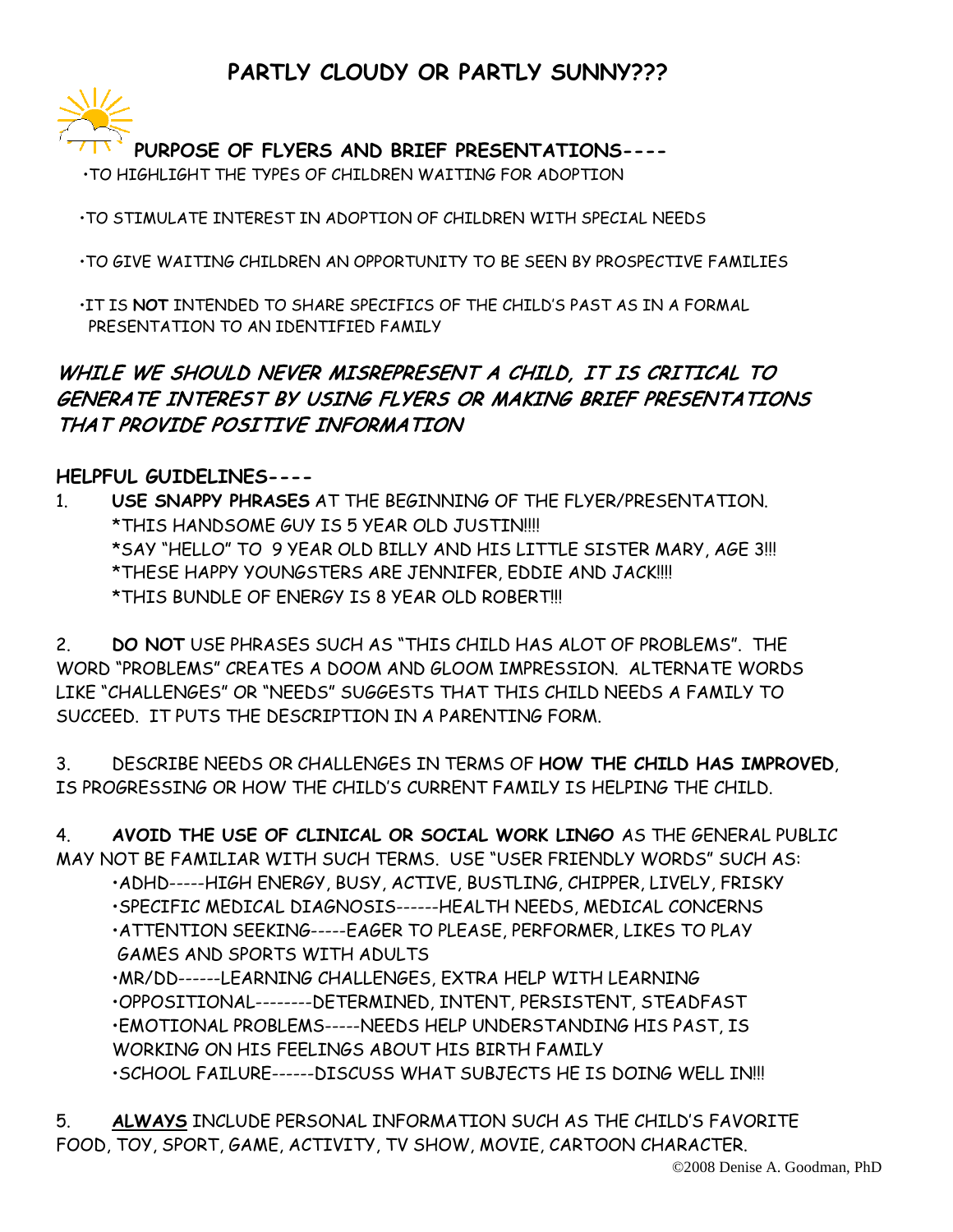# PARTLY CLOUDY OR PARTLY SUNNY???

**PURPOSE OF FLYERS AND BRIEF PRESENTATIONS----**

- TO HIGHLIGHT THE TYPES OF CHILDREN WAITING FOR ADOPTION
- TO STIMULATE INTEREST IN ADOPTION OF CHILDREN WITH SPECIAL NEEDS
- TO GIVE WAITING CHILDREN AN OPPORTUNITY TO BE SEEN BY PROSPECTIVE FAMILIES
- IT IS **NOT** INTENDED TO SHARE SPECIFICS OF THE CHILD'S PAST AS IN A FORMAL PRESENTATION TO AN IDENTIFIED FAMILY

***WHILE WE SHOULD NEVER MISREPRESENT A CHILD, IT IS CRITICAL TO GENERATE INTEREST BY USING FLYERS OR MAKING BRIEF PRESENTATIONS THAT PROVIDE POSITIVE INFORMATION***

**HELPFUL GUIDELINES----**

1. **USE SNAPPY PHRASES** AT THE BEGINNING OF THE FLYER/PRESENTATION.
   *THIS HANDSOME GUY IS 5 YEAR OLD JUSTIN!!!!
   *SAY "HELLO" TO 9 YEAR OLD BILLY AND HIS LITTLE SISTER MARY, AGE 3!!!
   *THESE HAPPY YOUNGSTERS ARE JENNIFER, EDDIE AND JACK!!!!
   *THIS BUNDLE OF ENERGY IS 8 YEAR OLD ROBERT!!!

2. **DO NOT** USE PHRASES SUCH AS "THIS CHILD HAS ALOT OF PROBLEMS". THE WORD "PROBLEMS" CREATES A DOOM AND GLOOM IMPRESSION. ALTERNATE WORDS LIKE "CHALLENGES" OR "NEEDS" SUGGESTS THAT THIS CHILD NEEDS A FAMILY TO SUCCEED. IT PUTS THE DESCRIPTION IN A PARENTING FORM.

3. DESCRIBE NEEDS OR CHALLENGES IN TERMS OF **HOW THE CHILD HAS IMPROVED**, IS PROGRESSING OR HOW THE CHILD'S CURRENT FAMILY IS HELPING THE CHILD.

4. **AVOID THE USE OF CLINICAL OR SOCIAL WORK LINGO** AS THE GENERAL PUBLIC MAY NOT BE FAMILIAR WITH SUCH TERMS. USE "USER FRIENDLY WORDS" SUCH AS:
   - ADHD-----HIGH ENERGY, BUSY, ACTIVE, BUSTLING, CHIPPER, LIVELY, FRISKY
   - SPECIFIC MEDICAL DIAGNOSIS------HEALTH NEEDS, MEDICAL CONCERNS
   - ATTENTION SEEKING-----EAGER TO PLEASE, PERFORMER, LIKES TO PLAY GAMES AND SPORTS WITH ADULTS
   - MR/DD------LEARNING CHALLENGES, EXTRA HELP WITH LEARNING
   - OPPOSITIONAL--------DETERMINED, INTENT, PERSISTENT, STEADFAST
   - EMOTIONAL PROBLEMS-----NEEDS HELP UNDERSTANDING HIS PAST, IS WORKING ON HIS FEELINGS ABOUT HIS BIRTH FAMILY
   - SCHOOL FAILURE------DISCUSS WHAT SUBJECTS HE IS DOING WELL IN!!!

5. **ALWAYS** INCLUDE PERSONAL INFORMATION SUCH AS THE CHILD'S FAVORITE FOOD, TOY, SPORT, GAME, ACTIVITY, TV SHOW, MOVIE, CARTOON CHARACTER.

©2008 Denise A. Goodman, PhD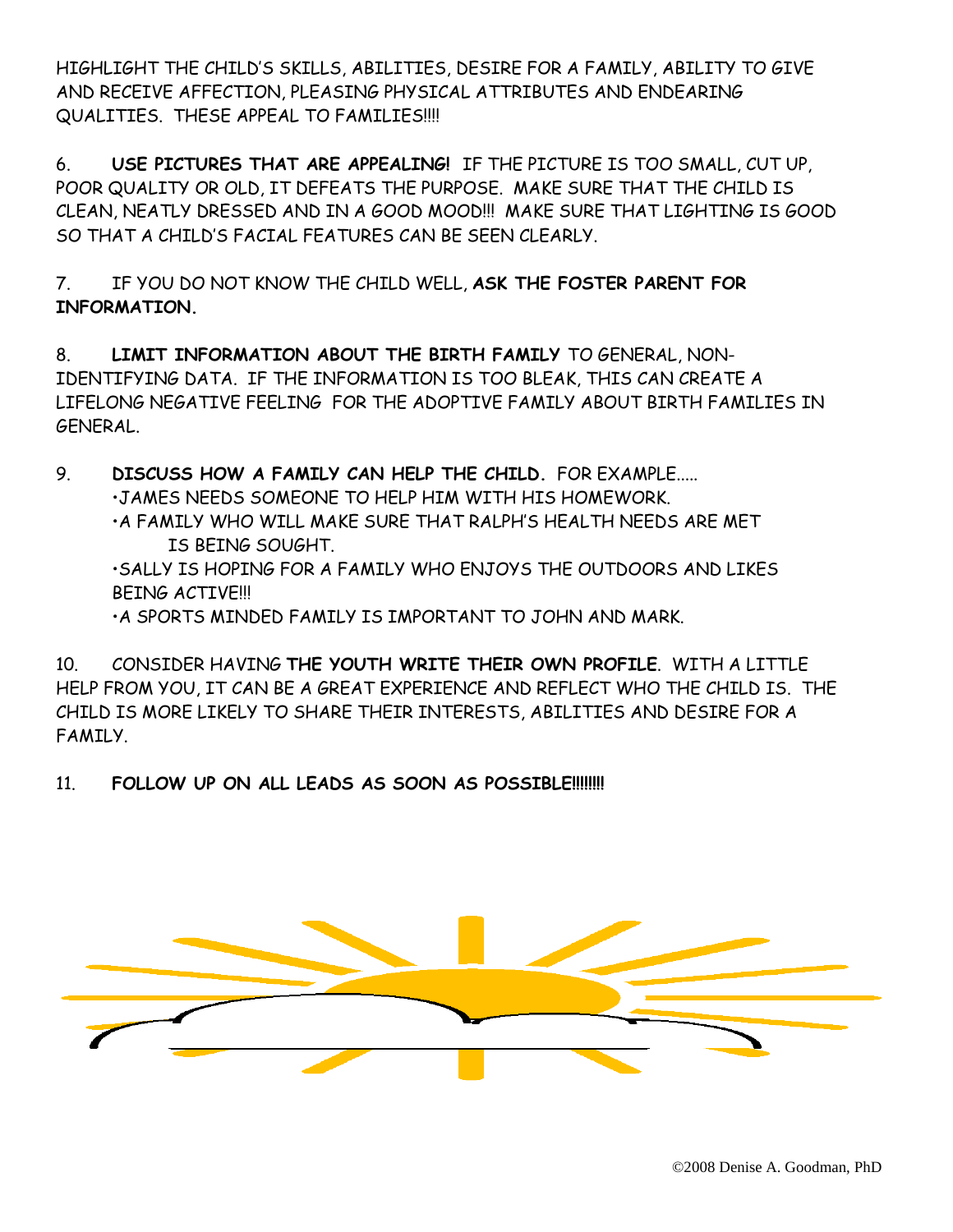HIGHLIGHT THE CHILD'S SKILLS, ABILITIES, DESIRE FOR A FAMILY, ABILITY TO GIVE AND RECEIVE AFFECTION, PLEASING PHYSICAL ATTRIBUTES AND ENDEARING QUALITIES. THESE APPEAL TO FAMILIES!!!!

6. **USE PICTURES THAT ARE APPEALING!** IF THE PICTURE IS TOO SMALL, CUT UP, POOR QUALITY OR OLD, IT DEFEATS THE PURPOSE. MAKE SURE THAT THE CHILD IS CLEAN, NEATLY DRESSED AND IN A GOOD MOOD!!! MAKE SURE THAT LIGHTING IS GOOD SO THAT A CHILD'S FACIAL FEATURES CAN BE SEEN CLEARLY.

7. IF YOU DO NOT KNOW THE CHILD WELL, **ASK THE FOSTER PARENT FOR INFORMATION.**

8. **LIMIT INFORMATION ABOUT THE BIRTH FAMILY** TO GENERAL, NON-IDENTIFYING DATA. IF THE INFORMATION IS TOO BLEAK, THIS CAN CREATE A LIFELONG NEGATIVE FEELING FOR THE ADOPTIVE FAMILY ABOUT BIRTH FAMILIES IN GENERAL.

9. **DISCUSS HOW A FAMILY CAN HELP THE CHILD.** FOR EXAMPLE.....
   - JAMES NEEDS SOMEONE TO HELP HIM WITH HIS HOMEWORK.
   - A FAMILY WHO WILL MAKE SURE THAT RALPH'S HEALTH NEEDS ARE MET IS BEING SOUGHT.
   - SALLY IS HOPING FOR A FAMILY WHO ENJOYS THE OUTDOORS AND LIKES BEING ACTIVE!!!
   - A SPORTS MINDED FAMILY IS IMPORTANT TO JOHN AND MARK.

10. CONSIDER HAVING **THE YOUTH WRITE THEIR OWN PROFILE**. WITH A LITTLE HELP FROM YOU, IT CAN BE A GREAT EXPERIENCE AND REFLECT WHO THE CHILD IS. THE CHILD IS MORE LIKELY TO SHARE THEIR INTERESTS, ABILITIES AND DESIRE FOR A FAMILY.

11. **FOLLOW UP ON ALL LEADS AS SOON AS POSSIBLE!!!!!!!!**

©2008 Denise A. Goodman, PhD